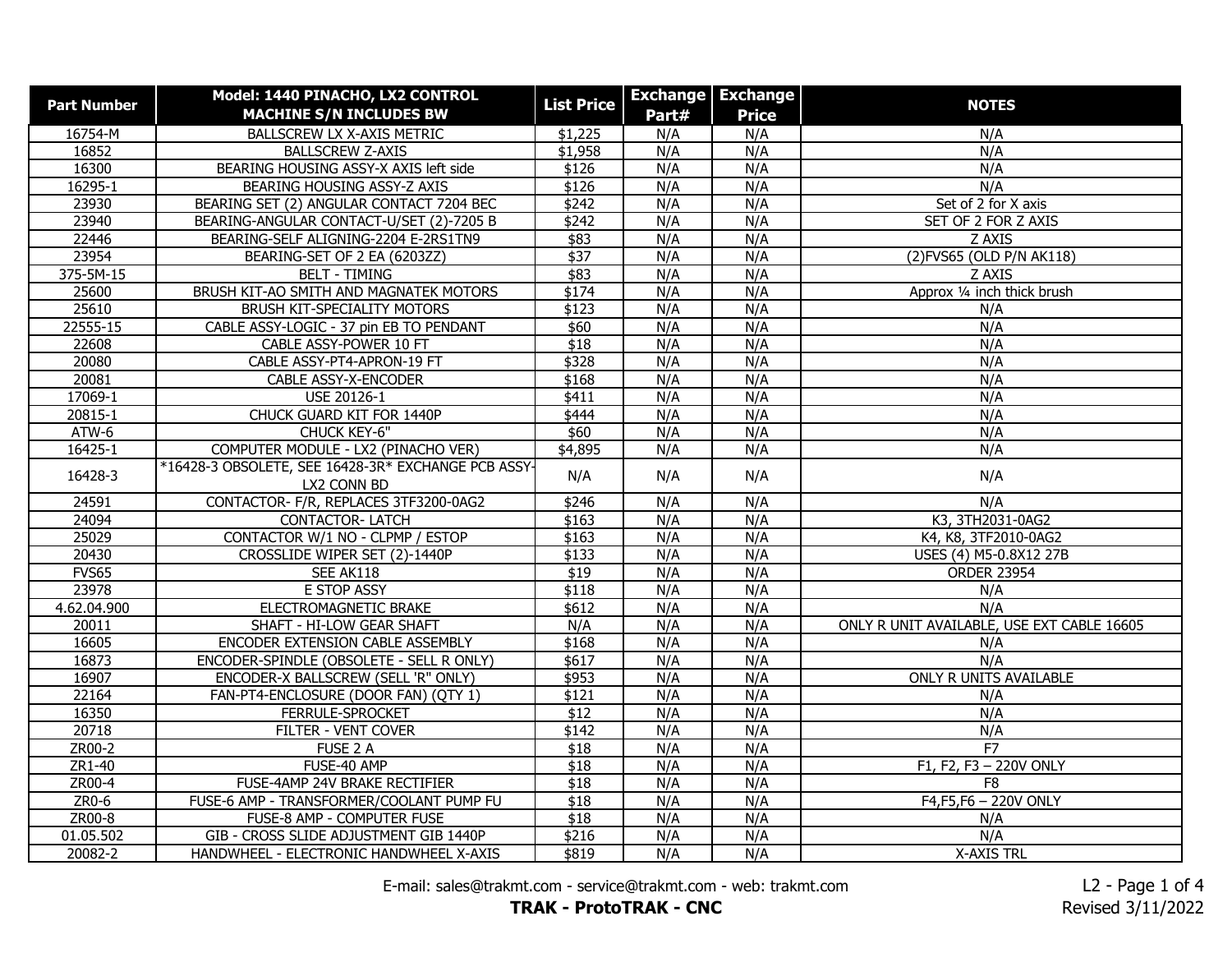| Part Number | Model: 1440 PINACHO, LX2 CONTROL MACHINE S/N INCLUDES BW | List Price | Exchange Part# | Exchange Price | NOTES |
|---|---|---|---|---|---|
| 16754-M | BALLSCREW LX X-AXIS METRIC | $1,225 | N/A | N/A | N/A |
| 16852 | BALLSCREW Z-AXIS | $1,958 | N/A | N/A | N/A |
| 16300 | BEARING HOUSING ASSY-X AXIS left side | $126 | N/A | N/A | N/A |
| 16295-1 | BEARING HOUSING ASSY-Z AXIS | $126 | N/A | N/A | N/A |
| 23930 | BEARING SET (2) ANGULAR CONTACT 7204 BEC | $242 | N/A | N/A | Set of 2 for X axis |
| 23940 | BEARING-ANGULAR CONTACT-U/SET (2)-7205 B | $242 | N/A | N/A | SET OF 2 FOR Z AXIS |
| 22446 | BEARING-SELF ALIGNING-2204 E-2RS1TN9 | $83 | N/A | N/A | Z AXIS |
| 23954 | BEARING-SET OF 2 EA (6203ZZ) | $37 | N/A | N/A | (2)FVS65 (OLD P/N AK118) |
| 375-5M-15 | BELT - TIMING | $83 | N/A | N/A | Z AXIS |
| 25600 | BRUSH KIT-AO SMITH AND MAGNATEK MOTORS | $174 | N/A | N/A | Approx ¼ inch thick brush |
| 25610 | BRUSH KIT-SPECIALITY MOTORS | $123 | N/A | N/A | N/A |
| 22555-15 | CABLE ASSY-LOGIC - 37 pin EB TO PENDANT | $60 | N/A | N/A | N/A |
| 22608 | CABLE ASSY-POWER 10 FT | $18 | N/A | N/A | N/A |
| 20080 | CABLE ASSY-PT4-APRON-19 FT | $328 | N/A | N/A | N/A |
| 20081 | CABLE ASSY-X-ENCODER | $168 | N/A | N/A | N/A |
| 17069-1 | USE 20126-1 | $411 | N/A | N/A | N/A |
| 20815-1 | CHUCK GUARD KIT FOR 1440P | $444 | N/A | N/A | N/A |
| ATW-6 | CHUCK KEY-6" | $60 | N/A | N/A | N/A |
| 16425-1 | COMPUTER MODULE - LX2 (PINACHO VER) | $4,895 | N/A | N/A | N/A |
| 16428-3 | *16428-3 OBSOLETE, SEE 16428-3R* EXCHANGE PCB ASSY-LX2 CONN BD | N/A | N/A | N/A | N/A |
| 24591 | CONTACTOR- F/R, REPLACES 3TF3200-0AG2 | $246 | N/A | N/A | N/A |
| 24094 | CONTACTOR- LATCH | $163 | N/A | N/A | K3, 3TH2031-0AG2 |
| 25029 | CONTACTOR W/1 NO - CLPMP / ESTOP | $163 | N/A | N/A | K4, K8, 3TF2010-0AG2 |
| 20430 | CROSSLIDE WIPER SET (2)-1440P | $133 | N/A | N/A | USES (4) M5-0.8X12 27B |
| FVS65 | SEE AK118 | $19 | N/A | N/A | ORDER 23954 |
| 23978 | E STOP ASSY | $118 | N/A | N/A | N/A |
| 4.62.04.900 | ELECTROMAGNETIC BRAKE | $612 | N/A | N/A | N/A |
| 20011 | SHAFT - HI-LOW GEAR SHAFT | N/A | N/A | N/A | ONLY R UNIT AVAILABLE, USE EXT CABLE 16605 |
| 16605 | ENCODER EXTENSION CABLE ASSEMBLY | $168 | N/A | N/A | N/A |
| 16873 | ENCODER-SPINDLE (OBSOLETE - SELL R ONLY) | $617 | N/A | N/A | N/A |
| 16907 | ENCODER-X BALLSCREW (SELL 'R" ONLY) | $953 | N/A | N/A | ONLY R UNITS AVAILABLE |
| 22164 | FAN-PT4-ENCLOSURE (DOOR FAN) (QTY 1) | $121 | N/A | N/A | N/A |
| 16350 | FERRULE-SPROCKET | $12 | N/A | N/A | N/A |
| 20718 | FILTER - VENT COVER | $142 | N/A | N/A | N/A |
| ZR00-2 | FUSE 2 A | $18 | N/A | N/A | F7 |
| ZR1-40 | FUSE-40 AMP | $18 | N/A | N/A | F1, F2, F3 – 220V ONLY |
| ZR00-4 | FUSE-4AMP 24V BRAKE RECTIFIER | $18 | N/A | N/A | F8 |
| ZR0-6 | FUSE-6 AMP - TRANSFORMER/COOLANT PUMP FU | $18 | N/A | N/A | F4,F5,F6 – 220V ONLY |
| ZR00-8 | FUSE-8 AMP - COMPUTER FUSE | $18 | N/A | N/A | N/A |
| 01.05.502 | GIB - CROSS SLIDE ADJUSTMENT GIB 1440P | $216 | N/A | N/A | N/A |
| 20082-2 | HANDWHEEL - ELECTRONIC HANDWHEEL X-AXIS | $819 | N/A | N/A | X-AXIS TRL |

E-mail: sales@trakmt.com - service@trakmt.com - web: trakmt.com

**TRAK - ProtoTRAK - CNC**

Revised 3/11/2022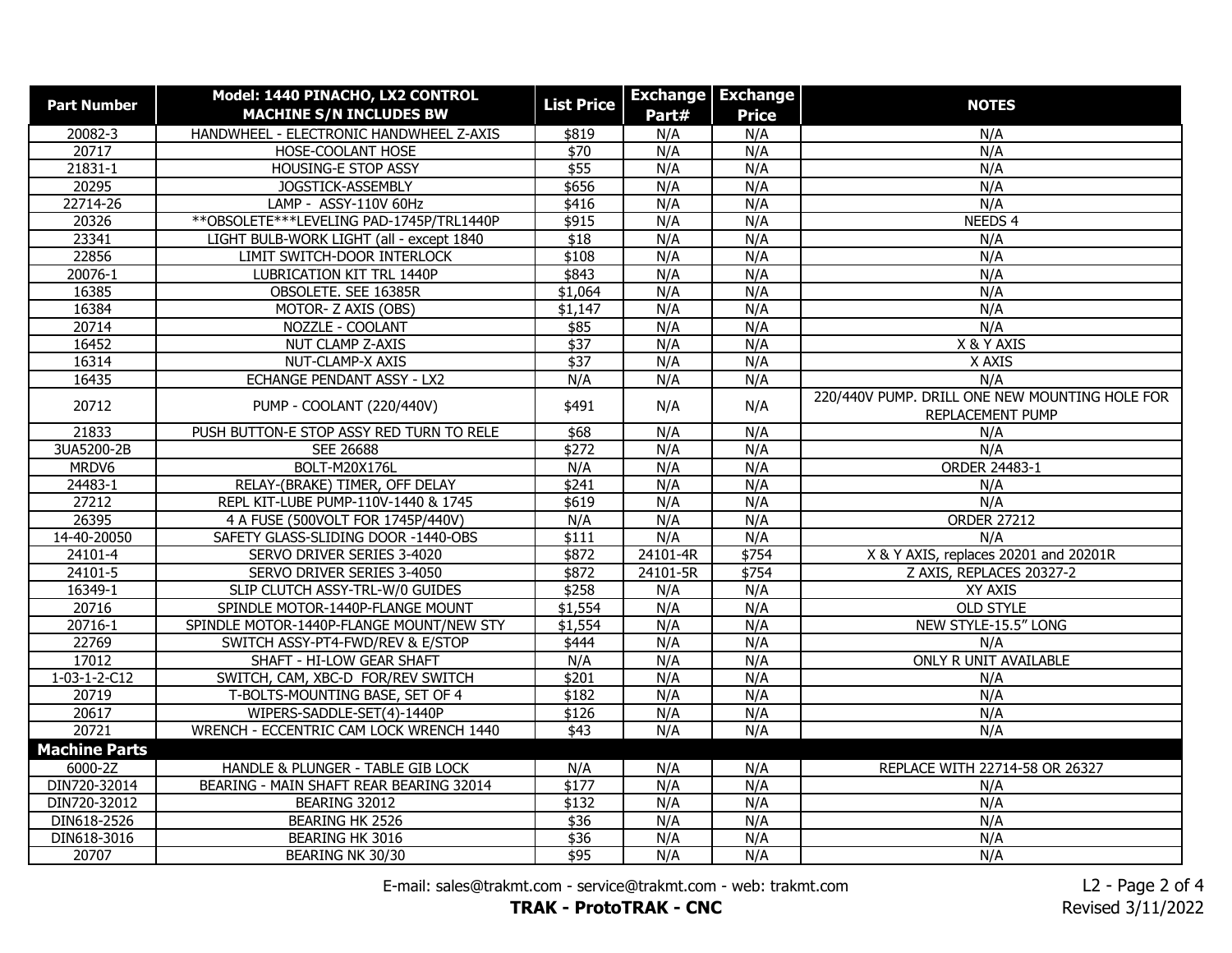| Part Number | Model: 1440 PINACHO, LX2 CONTROL MACHINE S/N INCLUDES BW | List Price | Exchange Part# | Exchange Price | NOTES |
|---|---|---|---|---|---|
| 20082-3 | HANDWHEEL - ELECTRONIC HANDWHEEL Z-AXIS | \$819 | N/A | N/A | N/A |
| 20717 | HOSE-COOLANT HOSE | \$70 | N/A | N/A | N/A |
| 21831-1 | HOUSING-E STOP ASSY | \$55 | N/A | N/A | N/A |
| 20295 | JOGSTICK-ASSEMBLY | \$656 | N/A | N/A | N/A |
| 22714-26 | LAMP - ASSY-110V 60Hz | \$416 | N/A | N/A | N/A |
| 20326 | **OBSOLETE***LEVELING PAD-1745P/TRL1440P | \$915 | N/A | N/A | NEEDS 4 |
| 23341 | LIGHT BULB-WORK LIGHT (all - except 1840 | \$18 | N/A | N/A | N/A |
| 22856 | LIMIT SWITCH-DOOR INTERLOCK | \$108 | N/A | N/A | N/A |
| 20076-1 | LUBRICATION KIT TRL 1440P | \$843 | N/A | N/A | N/A |
| 16385 | OBSOLETE. SEE 16385R | \$1,064 | N/A | N/A | N/A |
| 16384 | MOTOR- Z AXIS (OBS) | \$1,147 | N/A | N/A | N/A |
| 20714 | NOZZLE - COOLANT | \$85 | N/A | N/A | N/A |
| 16452 | NUT CLAMP Z-AXIS | \$37 | N/A | N/A | X & Y AXIS |
| 16314 | NUT-CLAMP-X AXIS | \$37 | N/A | N/A | X AXIS |
| 16435 | ECHANGE PENDANT ASSY - LX2 | N/A | N/A | N/A | N/A |
| 20712 | PUMP - COOLANT (220/440V) | \$491 | N/A | N/A | 220/440V PUMP. DRILL ONE NEW MOUNTING HOLE FOR REPLACEMENT PUMP |
| 21833 | PUSH BUTTON-E STOP ASSY RED TURN TO RELE | \$68 | N/A | N/A | N/A |
| 3UA5200-2B | SEE 26688 | \$272 | N/A | N/A | N/A |
| MRDV6 | BOLT-M20X176L | N/A | N/A | N/A | ORDER 24483-1 |
| 24483-1 | RELAY-(BRAKE) TIMER, OFF DELAY | \$241 | N/A | N/A | N/A |
| 27212 | REPL KIT-LUBE PUMP-110V-1440 & 1745 | \$619 | N/A | N/A | N/A |
| 26395 | 4 A FUSE (500VOLT FOR 1745P/440V) | N/A | N/A | N/A | ORDER 27212 |
| 14-40-20050 | SAFETY GLASS-SLIDING DOOR -1440-OBS | \$111 | N/A | N/A | N/A |
| 24101-4 | SERVO DRIVER SERIES 3-4020 | \$872 | 24101-4R | \$754 | X & Y AXIS, replaces 20201 and 20201R |
| 24101-5 | SERVO DRIVER SERIES 3-4050 | \$872 | 24101-5R | \$754 | Z AXIS, REPLACES 20327-2 |
| 16349-1 | SLIP CLUTCH ASSY-TRL-W/0 GUIDES | \$258 | N/A | N/A | XY AXIS |
| 20716 | SPINDLE MOTOR-1440P-FLANGE MOUNT | \$1,554 | N/A | N/A | OLD STYLE |
| 20716-1 | SPINDLE MOTOR-1440P-FLANGE MOUNT/NEW STY | \$1,554 | N/A | N/A | NEW STYLE-15.5" LONG |
| 22769 | SWITCH ASSY-PT4-FWD/REV & E/STOP | \$444 | N/A | N/A | N/A |
| 17012 | SHAFT - HI-LOW GEAR SHAFT | N/A | N/A | N/A | ONLY R UNIT AVAILABLE |
| 1-03-1-2-C12 | SWITCH, CAM, XBC-D FOR/REV SWITCH | \$201 | N/A | N/A | N/A |
| 20719 | T-BOLTS-MOUNTING BASE, SET OF 4 | \$182 | N/A | N/A | N/A |
| 20617 | WIPERS-SADDLE-SET(4)-1440P | \$126 | N/A | N/A | N/A |
| 20721 | WRENCH - ECCENTRIC CAM LOCK WRENCH 1440 | \$43 | N/A | N/A | N/A |
| **Machine Parts** | | | | | |
| 6000-2Z | HANDLE & PLUNGER - TABLE GIB LOCK | N/A | N/A | N/A | REPLACE WITH 22714-58 OR 26327 |
| DIN720-32014 | BEARING - MAIN SHAFT REAR BEARING 32014 | \$177 | N/A | N/A | N/A |
| DIN720-32012 | BEARING 32012 | \$132 | N/A | N/A | N/A |
| DIN618-2526 | BEARING HK 2526 | \$36 | N/A | N/A | N/A |
| DIN618-3016 | BEARING HK 3016 | \$36 | N/A | N/A | N/A |
| 20707 | BEARING NK 30/30 | \$95 | N/A | N/A | N/A |

E-mail: sales@trakmt.com - service@trakmt.com - web: trakmt.com

**TRAK - ProtoTRAK - CNC**

Revised 3/11/2022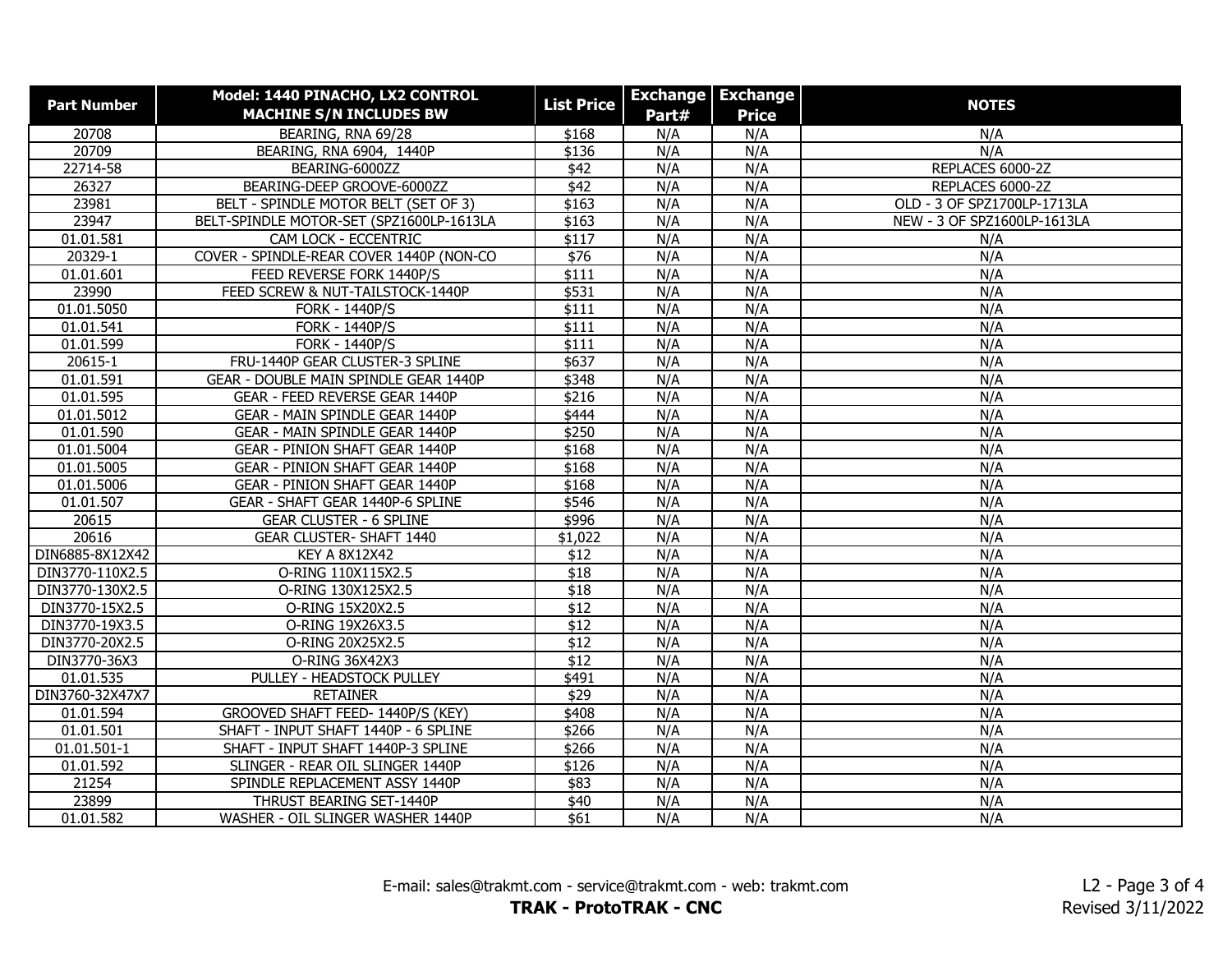| Part Number | Model: 1440 PINACHO, LX2 CONTROL MACHINE S/N INCLUDES BW | List Price | Exchange Part# | Exchange Price | NOTES |
|---|---|---|---|---|---|
| 20708 | BEARING, RNA 69/28 | $168 | N/A | N/A | N/A |
| 20709 | BEARING, RNA 6904, 1440P | $136 | N/A | N/A | N/A |
| 22714-58 | BEARING-6000ZZ | $42 | N/A | N/A | REPLACES 6000-2Z |
| 26327 | BEARING-DEEP GROOVE-6000ZZ | $42 | N/A | N/A | REPLACES 6000-2Z |
| 23981 | BELT - SPINDLE MOTOR BELT (SET OF 3) | $163 | N/A | N/A | OLD - 3 OF SPZ1700LP-1713LA |
| 23947 | BELT-SPINDLE MOTOR-SET (SPZ1600LP-1613LA | $163 | N/A | N/A | NEW - 3 OF SPZ1600LP-1613LA |
| 01.01.581 | CAM LOCK - ECCENTRIC | $117 | N/A | N/A | N/A |
| 20329-1 | COVER - SPINDLE-REAR COVER 1440P (NON-CO | $76 | N/A | N/A | N/A |
| 01.01.601 | FEED REVERSE FORK 1440P/S | $111 | N/A | N/A | N/A |
| 23990 | FEED SCREW & NUT-TAILSTOCK-1440P | $531 | N/A | N/A | N/A |
| 01.01.5050 | FORK - 1440P/S | $111 | N/A | N/A | N/A |
| 01.01.541 | FORK - 1440P/S | $111 | N/A | N/A | N/A |
| 01.01.599 | FORK - 1440P/S | $111 | N/A | N/A | N/A |
| 20615-1 | FRU-1440P GEAR CLUSTER-3 SPLINE | $637 | N/A | N/A | N/A |
| 01.01.591 | GEAR - DOUBLE MAIN SPINDLE GEAR 1440P | $348 | N/A | N/A | N/A |
| 01.01.595 | GEAR - FEED REVERSE GEAR 1440P | $216 | N/A | N/A | N/A |
| 01.01.5012 | GEAR - MAIN SPINDLE GEAR 1440P | $444 | N/A | N/A | N/A |
| 01.01.590 | GEAR - MAIN SPINDLE GEAR 1440P | $250 | N/A | N/A | N/A |
| 01.01.5004 | GEAR - PINION SHAFT GEAR 1440P | $168 | N/A | N/A | N/A |
| 01.01.5005 | GEAR - PINION SHAFT GEAR 1440P | $168 | N/A | N/A | N/A |
| 01.01.5006 | GEAR - PINION SHAFT GEAR 1440P | $168 | N/A | N/A | N/A |
| 01.01.507 | GEAR - SHAFT GEAR 1440P-6 SPLINE | $546 | N/A | N/A | N/A |
| 20615 | GEAR CLUSTER - 6 SPLINE | $996 | N/A | N/A | N/A |
| 20616 | GEAR CLUSTER- SHAFT 1440 | $1,022 | N/A | N/A | N/A |
| DIN6885-8X12X42 | KEY A 8X12X42 | $12 | N/A | N/A | N/A |
| DIN3770-110X2.5 | O-RING 110X115X2.5 | $18 | N/A | N/A | N/A |
| DIN3770-130X2.5 | O-RING 130X125X2.5 | $18 | N/A | N/A | N/A |
| DIN3770-15X2.5 | O-RING 15X20X2.5 | $12 | N/A | N/A | N/A |
| DIN3770-19X3.5 | O-RING 19X26X3.5 | $12 | N/A | N/A | N/A |
| DIN3770-20X2.5 | O-RING 20X25X2.5 | $12 | N/A | N/A | N/A |
| DIN3770-36X3 | O-RING 36X42X3 | $12 | N/A | N/A | N/A |
| 01.01.535 | PULLEY - HEADSTOCK PULLEY | $491 | N/A | N/A | N/A |
| DIN3760-32X47X7 | RETAINER | $29 | N/A | N/A | N/A |
| 01.01.594 | GROOVED SHAFT FEED- 1440P/S (KEY) | $408 | N/A | N/A | N/A |
| 01.01.501 | SHAFT - INPUT SHAFT 1440P - 6 SPLINE | $266 | N/A | N/A | N/A |
| 01.01.501-1 | SHAFT - INPUT SHAFT 1440P-3 SPLINE | $266 | N/A | N/A | N/A |
| 01.01.592 | SLINGER - REAR OIL SLINGER 1440P | $126 | N/A | N/A | N/A |
| 21254 | SPINDLE REPLACEMENT ASSY 1440P | $83 | N/A | N/A | N/A |
| 23899 | THRUST BEARING SET-1440P | $40 | N/A | N/A | N/A |
| 01.01.582 | WASHER - OIL SLINGER WASHER 1440P | $61 | N/A | N/A | N/A |

E-mail: sales@trakmt.com - service@trakmt.com - web: trakmt.com

**TRAK - ProtoTRAK - CNC**

Revised 3/11/2022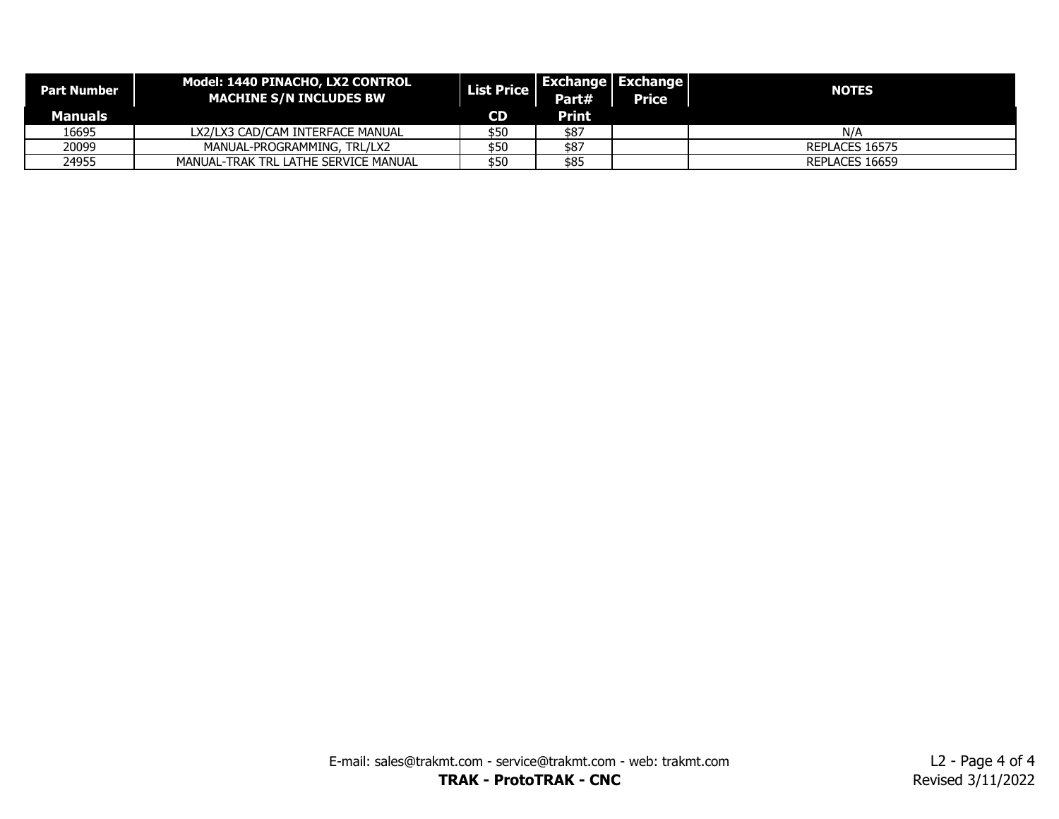| Part Number | Model: 1440 PINACHO, LX2 CONTROL MACHINE S/N INCLUDES BW | List Price | Exchange Part# | Exchange Price | NOTES |
|---|---|---|---|---|---|
| **Manuals** | | **CD** | **Print** | | |
| 16695 | LX2/LX3 CAD/CAM INTERFACE MANUAL | $50 | $87 | | N/A |
| 20099 | MANUAL-PROGRAMMING, TRL/LX2 | $50 | $87 | | REPLACES 16575 |
| 24955 | MANUAL-TRAK TRL LATHE SERVICE MANUAL | $50 | $85 | | REPLACES 16659 |

E-mail: sales@trakmt.com - service@trakmt.com - web: trakmt.com

**TRAK - ProtoTRAK - CNC**

Revised 3/11/2022